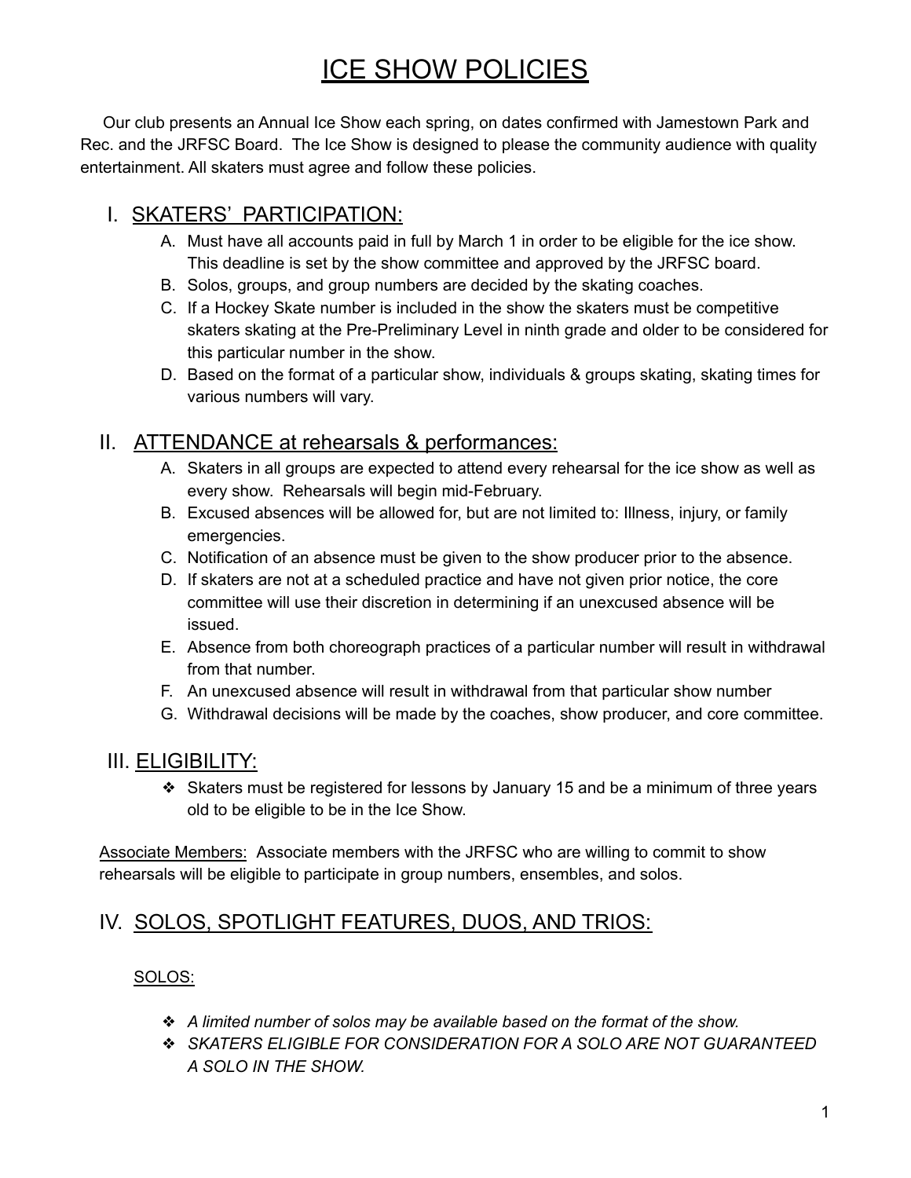# ICE SHOW POLICIES

Our club presents an Annual Ice Show each spring, on dates confirmed with Jamestown Park and Rec. and the JRFSC Board. The Ice Show is designed to please the community audience with quality entertainment. All skaters must agree and follow these policies.

## I. SKATERS' PARTICIPATION:

A. Must have all accounts paid in full by March 1 in order to be eligible for the ice show. This deadline is set by the show committee and approved by the JRFSC board.
B. Solos, groups, and group numbers are decided by the skating coaches.
C. If a Hockey Skate number is included in the show the skaters must be competitive skaters skating at the Pre-Preliminary Level in ninth grade and older to be considered for this particular number in the show.
D. Based on the format of a particular show, individuals & groups skating, skating times for various numbers will vary.

## II. ATTENDANCE at rehearsals & performances:

A. Skaters in all groups are expected to attend every rehearsal for the ice show as well as every show. Rehearsals will begin mid-February.
B. Excused absences will be allowed for, but are not limited to: Illness, injury, or family emergencies.
C. Notification of an absence must be given to the show producer prior to the absence.
D. If skaters are not at a scheduled practice and have not given prior notice, the core committee will use their discretion in determining if an unexcused absence will be issued.
E. Absence from both choreograph practices of a particular number will result in withdrawal from that number.
F. An unexcused absence will result in withdrawal from that particular show number
G. Withdrawal decisions will be made by the coaches, show producer, and core committee.

## III. ELIGIBILITY:

- Skaters must be registered for lessons by January 15 and be a minimum of three years old to be eligible to be in the Ice Show.

<u>Associate Members:</u> Associate members with the JRFSC who are willing to commit to show rehearsals will be eligible to participate in group numbers, ensembles, and solos.

## IV. SOLOS, SPOTLIGHT FEATURES, DUOS, AND TRIOS:

### SOLOS:

- *A limited number of solos may be available based on the format of the show.*
- *SKATERS ELIGIBLE FOR CONSIDERATION FOR A SOLO ARE NOT GUARANTEED A SOLO IN THE SHOW.*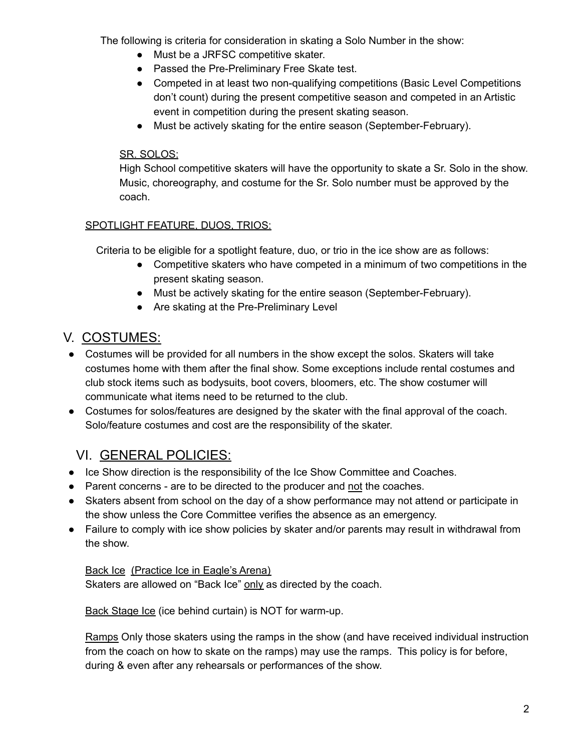The following is criteria for consideration in skating a Solo Number in the show:

- Must be a JRFSC competitive skater.
- Passed the Pre-Preliminary Free Skate test.
- Competed in at least two non-qualifying competitions (Basic Level Competitions don't count) during the present competitive season and competed in an Artistic event in competition during the present skating season.
- Must be actively skating for the entire season (September-February).

<u>SR. SOLOS:</u>

High School competitive skaters will have the opportunity to skate a Sr. Solo in the show. Music, choreography, and costume for the Sr. Solo number must be approved by the coach.

<u>SPOTLIGHT FEATURE, DUOS, TRIOS:</u>

Criteria to be eligible for a spotlight feature, duo, or trio in the ice show are as follows:

- Competitive skaters who have competed in a minimum of two competitions in the present skating season.
- Must be actively skating for the entire season (September-February).
- Are skating at the Pre-Preliminary Level

## V. <u>COSTUMES:</u>

- Costumes will be provided for all numbers in the show except the solos. Skaters will take costumes home with them after the final show. Some exceptions include rental costumes and club stock items such as bodysuits, boot covers, bloomers, etc. The show costumer will communicate what items need to be returned to the club.
- Costumes for solos/features are designed by the skater with the final approval of the coach. Solo/feature costumes and cost are the responsibility of the skater.

## VI. <u>GENERAL POLICIES:</u>

- Ice Show direction is the responsibility of the Ice Show Committee and Coaches.
- Parent concerns - are to be directed to the producer and <u>not</u> the coaches.
- Skaters absent from school on the day of a show performance may not attend or participate in the show unless the Core Committee verifies the absence as an emergency.
- Failure to comply with ice show policies by skater and/or parents may result in withdrawal from the show.

<u>Back Ice</u> <u>(Practice Ice in Eagle's Arena)</u>
Skaters are allowed on "Back Ice" <u>only</u> as directed by the coach.

<u>Back Stage Ice</u> (ice behind curtain) is NOT for warm-up.

<u>Ramps</u> Only those skaters using the ramps in the show (and have received individual instruction from the coach on how to skate on the ramps) may use the ramps. This policy is for before, during & even after any rehearsals or performances of the show.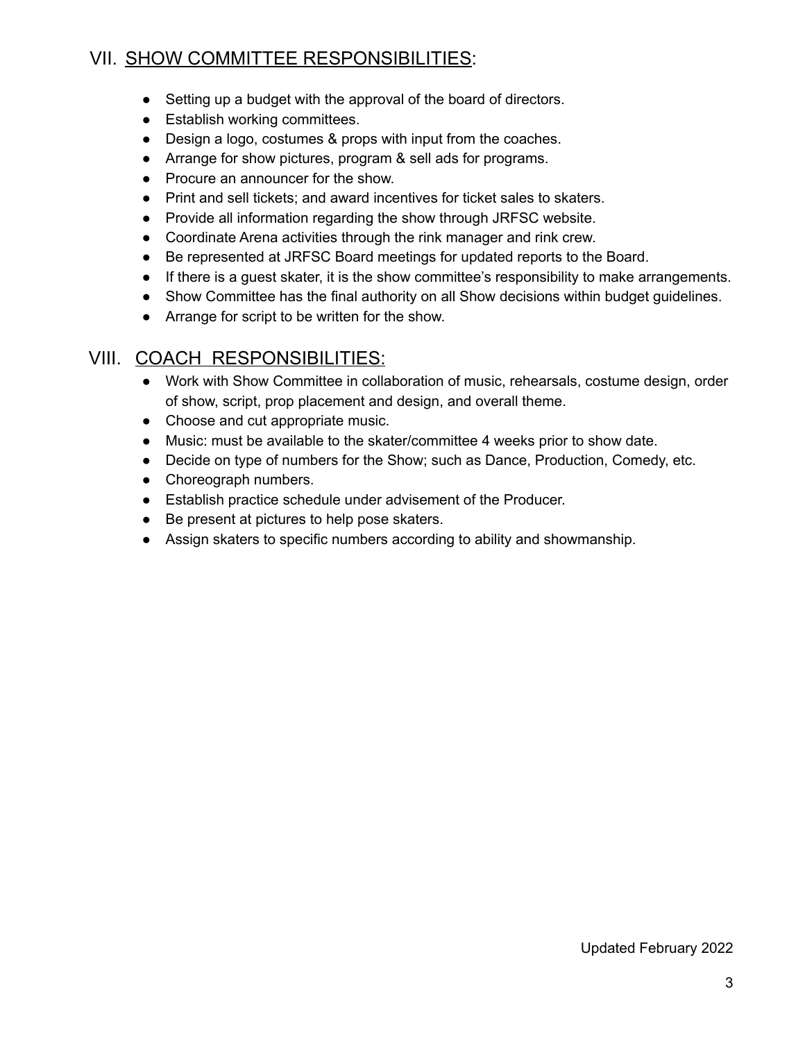## VII. SHOW COMMITTEE RESPONSIBILITIES:

- Setting up a budget with the approval of the board of directors.
- Establish working committees.
- Design a logo, costumes & props with input from the coaches.
- Arrange for show pictures, program & sell ads for programs.
- Procure an announcer for the show.
- Print and sell tickets; and award incentives for ticket sales to skaters.
- Provide all information regarding the show through JRFSC website.
- Coordinate Arena activities through the rink manager and rink crew.
- Be represented at JRFSC Board meetings for updated reports to the Board.
- If there is a guest skater, it is the show committee's responsibility to make arrangements.
- Show Committee has the final authority on all Show decisions within budget guidelines.
- Arrange for script to be written for the show.

## VIII. COACH RESPONSIBILITIES:

- Work with Show Committee in collaboration of music, rehearsals, costume design, order of show, script, prop placement and design, and overall theme.
- Choose and cut appropriate music.
- Music: must be available to the skater/committee 4 weeks prior to show date.
- Decide on type of numbers for the Show; such as Dance, Production, Comedy, etc.
- Choreograph numbers.
- Establish practice schedule under advisement of the Producer.
- Be present at pictures to help pose skaters.
- Assign skaters to specific numbers according to ability and showmanship.

Updated February 2022